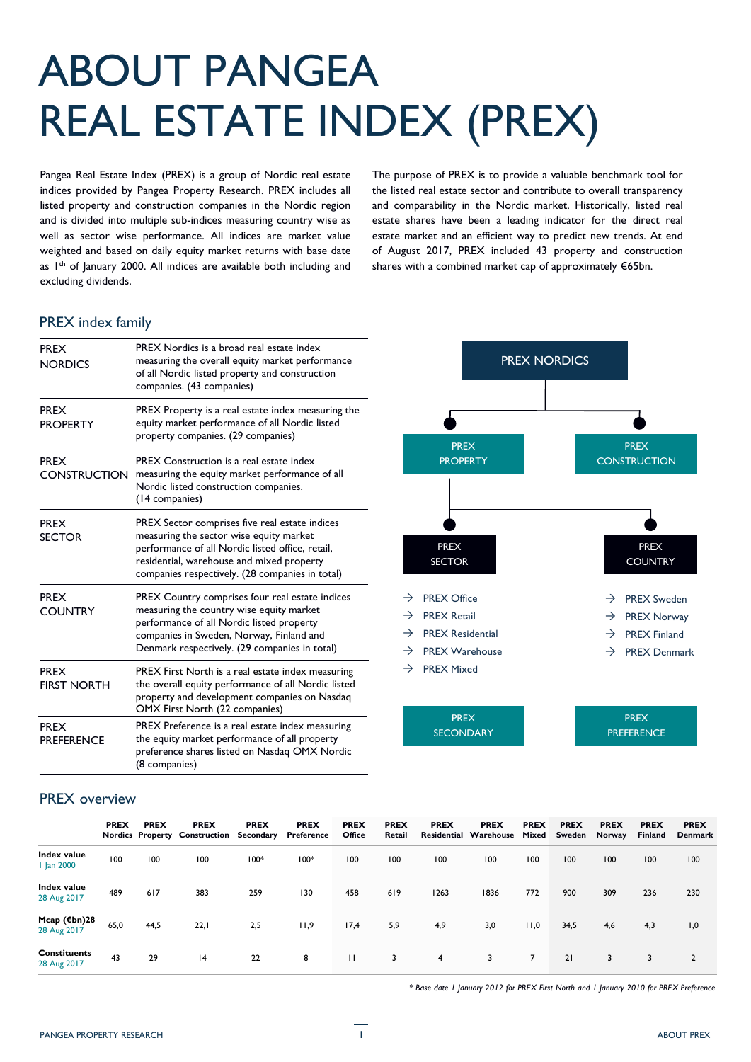# ABOUT PANGEA REAL ESTATE INDEX (PREX)

Pangea Real Estate Index (PREX) is a group of Nordic real estate indices provided by Pangea Property Research. PREX includes all listed property and construction companies in the Nordic region and is divided into multiple sub-indices measuring country wise as well as sector wise performance. All indices are market value weighted and based on daily equity market returns with base date as 1st of January 2000. All indices are available both including and excluding dividends.

The purpose of PREX is to provide a valuable benchmark tool for the listed real estate sector and contribute to overall transparency and comparability in the Nordic market. Historically, listed real estate shares have been a leading indicator for the direct real estate market and an efficient way to predict new trends. At end of August 2017, PREX included 43 property and construction shares with a combined market cap of approximately €65bn.

## PREX index family

| | |
|---|---|
| PREX NORDICS | PREX Nordics is a broad real estate index measuring the overall equity market performance of all Nordic listed property and construction companies. (43 companies) |
| PREX PROPERTY | PREX Property is a real estate index measuring the equity market performance of all Nordic listed property companies. (29 companies) |
| PREX CONSTRUCTION | PREX Construction is a real estate index measuring the equity market performance of all Nordic listed construction companies. (14 companies) |
| PREX SECTOR | PREX Sector comprises five real estate indices measuring the sector wise equity market performance of all Nordic listed office, retail, residential, warehouse and mixed property companies respectively. (28 companies in total) |
| PREX COUNTRY | PREX Country comprises four real estate indices measuring the country wise equity market performance of all Nordic listed property companies in Sweden, Norway, Finland and Denmark respectively. (29 companies in total) |
| PREX FIRST NORTH | PREX First North is a real estate index measuring the overall equity performance of all Nordic listed property and development companies on Nasdaq OMX First North (22 companies) |
| PREX PREFERENCE | PREX Preference is a real estate index measuring the equity market performance of all property preference shares listed on Nasdaq OMX Nordic (8 companies) |

PREX NORDICS
- PREX PROPERTY
  - PREX SECTOR
    - → PREX Office
    - → PREX Retail
    - → PREX Residential
    - → PREX Warehouse
    - → PREX Mixed
  - PREX COUNTRY
    - → PREX Sweden
    - → PREX Norway
    - → PREX Finland
    - → PREX Denmark
- PREX CONSTRUCTION

PREX SECONDARY

PREX PREFERENCE

## PREX overview

| | PREX Nordics | PREX Property | PREX Construction | PREX Secondary | PREX Preference | PREX Office | PREX Retail | PREX Residential | PREX Warehouse | PREX Mixed | PREX Sweden | PREX Norway | PREX Finland | PREX Denmark |
|---|---|---|---|---|---|---|---|---|---|---|---|---|---|---|
| **Index value** 1 Jan 2000 | 100 | 100 | 100 | 100* | 100* | 100 | 100 | 100 | 100 | 100 | 100 | 100 | 100 | 100 |
| **Index value** 28 Aug 2017 | 489 | 617 | 383 | 259 | 130 | 458 | 619 | 1263 | 1836 | 772 | 900 | 309 | 236 | 230 |
| **Mcap (€bn)28** 28 Aug 2017 | 65,0 | 44,5 | 22,1 | 2,5 | 11,9 | 17,4 | 5,9 | 4,9 | 3,0 | 11,0 | 34,5 | 4,6 | 4,3 | 1,0 |
| **Constituents** 28 Aug 2017 | 43 | 29 | 14 | 22 | 8 | 11 | 3 | 4 | 3 | 7 | 21 | 3 | 3 | 2 |

*\* Base date 1 January 2012 for PREX First North and 1 January 2010 for PREX Preference*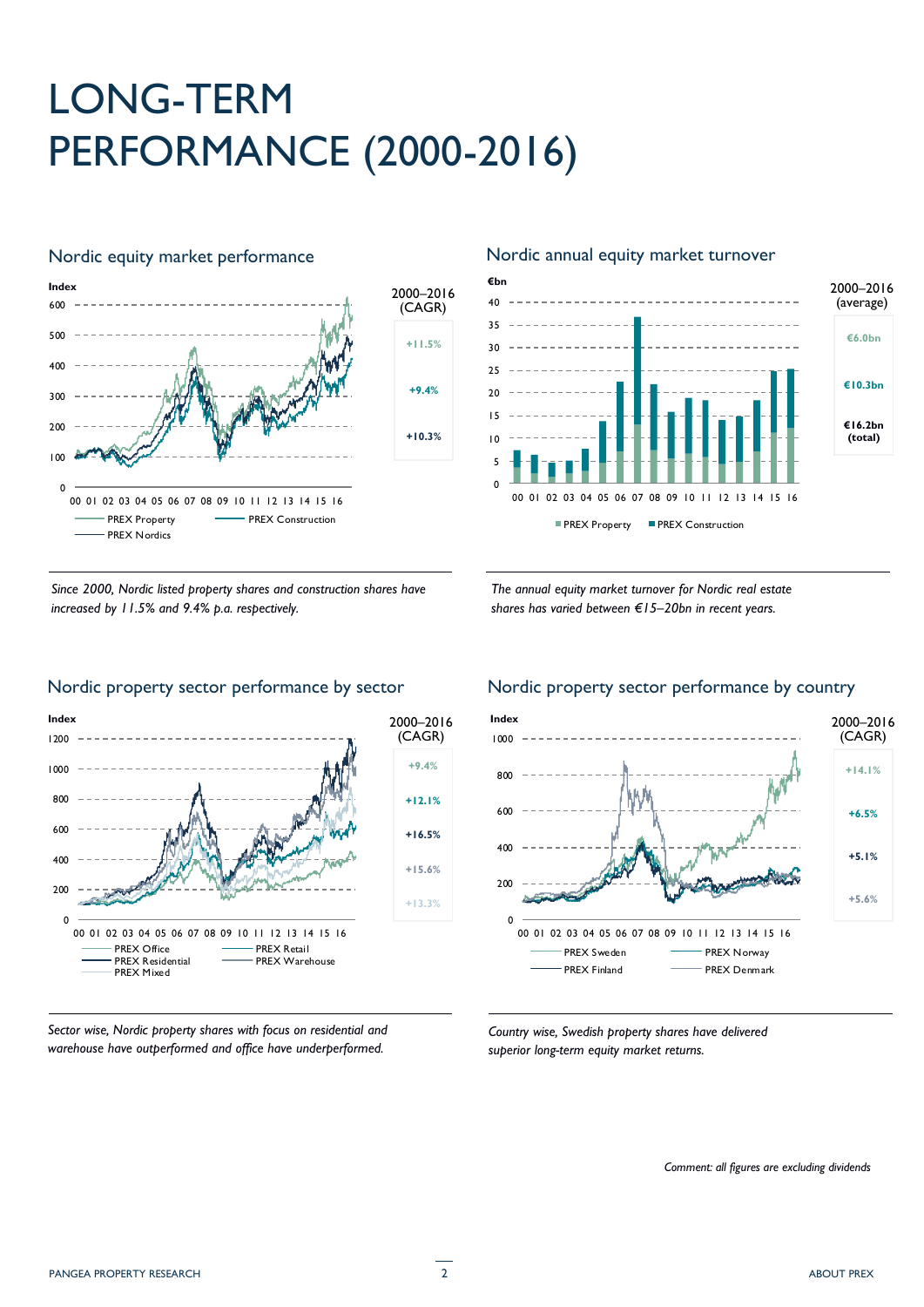# LONG-TERM PERFORMANCE (2000-2016)

## Nordic equity market performance

| 2000–2016 (CAGR) | |
|---|---|
| PREX Property | +11.5% |
| PREX Construction | +9.4% |
| PREX Nordics | +10.3% |

*Since 2000, Nordic listed property shares and construction shares have increased by 11.5% and 9.4% p.a. respectively.*

## Nordic annual equity market turnover

| 2000–2016 (average) | |
|---|---|
| PREX Property | €6.0bn |
| PREX Construction | €10.3bn |
| (total) | €16.2bn |

*The annual equity market turnover for Nordic real estate shares has varied between €15–20bn in recent years.*

## Nordic property sector performance by sector

| 2000–2016 (CAGR) | |
|---|---|
| PREX Office | +9.4% |
| PREX Retail | +12.1% |
| PREX Residential | +16.5% |
| PREX Warehouse | +15.6% |
| PREX Mixed | +13.3% |

*Sector wise, Nordic property shares with focus on residential and warehouse have outperformed and office have underperformed.*

## Nordic property sector performance by country

| 2000–2016 (CAGR) | |
|---|---|
| PREX Sweden | +14.1% |
| PREX Norway | +6.5% |
| PREX Finland | +5.1% |
| PREX Denmark | +5.6% |

*Country wise, Swedish property shares have delivered superior long-term equity market returns.*

*Comment: all figures are excluding dividends*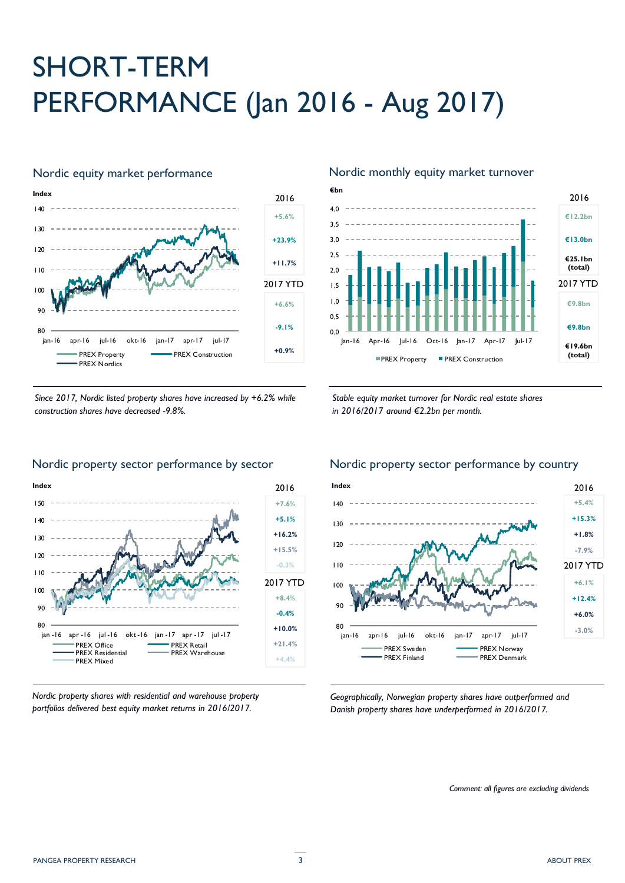# SHORT-TERM PERFORMANCE (Jan 2016 - Aug 2017)

## Nordic equity market performance

| | 2016 | 2017 YTD |
|---|---|---|
| PREX Property | +5.6% | +6.6% |
| PREX Construction | +23.9% | -9.1% |
| PREX Nordics | +11.7% | +0.9% |

*Since 2017, Nordic listed property shares have increased by +6.2% while construction shares have decreased -9.8%.*

## Nordic monthly equity market turnover

| | 2016 | 2017 YTD |
|---|---|---|
| PREX Property | €12.2bn | €9.8bn |
| PREX Construction | €13.0bn | €9.8bn |
| (total) | €25.1bn | €19.6bn |

*Stable equity market turnover for Nordic real estate shares in 2016/2017 around €2.2bn per month.*

## Nordic property sector performance by sector

| | 2016 | 2017 YTD |
|---|---|---|
| PREX Office | +7.6% | +8.4% |
| PREX Retail | +5.1% | -0.4% |
| PREX Residential | +16.2% | +10.0% |
| PREX Warehouse | +15.5% | +21.4% |
| PREX Mixed | -0.3% | +4.4% |

*Nordic property shares with residential and warehouse property portfolios delivered best equity market returns in 2016/2017.*

## Nordic property sector performance by country

| | 2016 | 2017 YTD |
|---|---|---|
| PREX Sweden | +5.4% | +6.1% |
| PREX Norway | +15.3% | +12.4% |
| PREX Finland | +1.8% | +6.0% |
| PREX Denmark | -7.9% | -3.0% |

*Geographically, Norwegian property shares have outperformed and Danish property shares have underperformed in 2016/2017.*

*Comment: all figures are excluding dividends*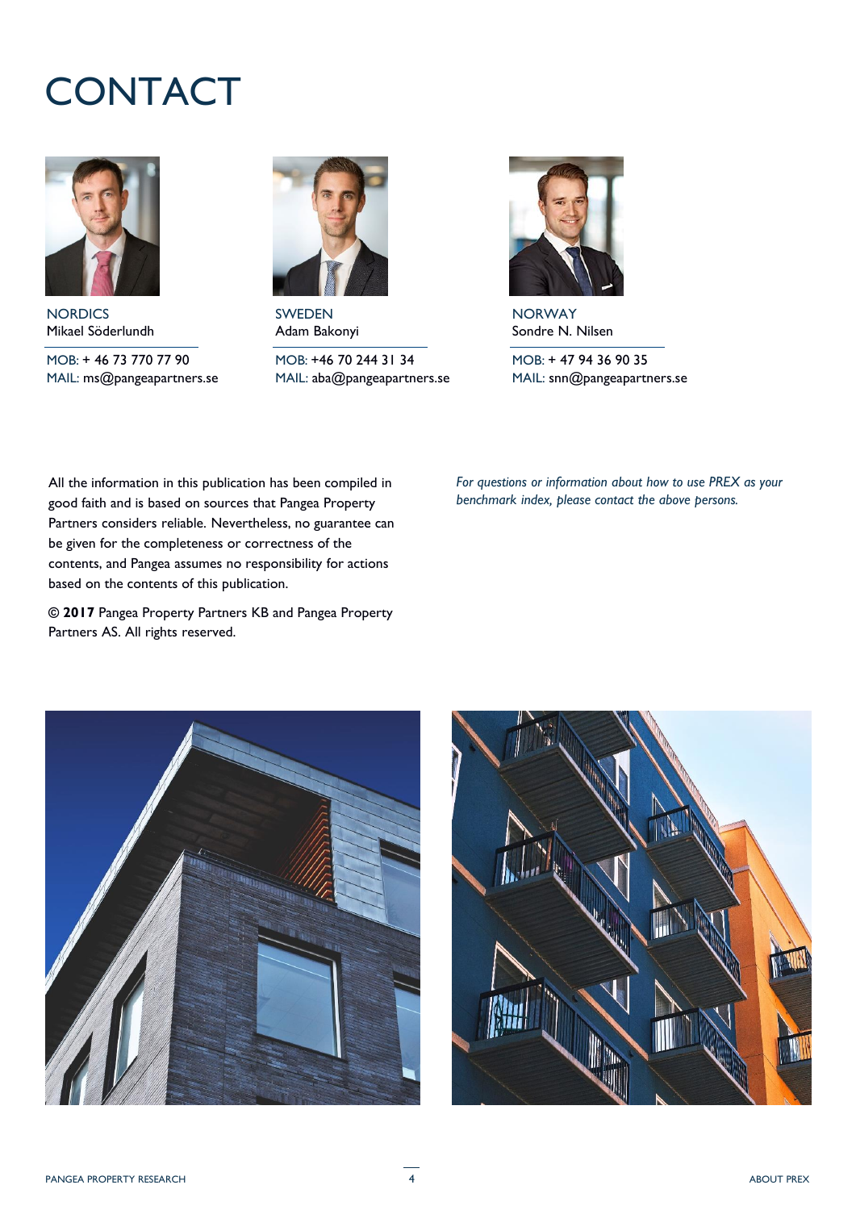# CONTACT

NORDICS
Mikael Söderlundh

MOB: + 46 73 770 77 90
MAIL: ms@pangeapartners.se

SWEDEN
Adam Bakonyi

MOB: +46 70 244 31 34
MAIL: aba@pangeapartners.se

NORWAY
Sondre N. Nilsen

MOB: + 47 94 36 90 35
MAIL: snn@pangeapartners.se

All the information in this publication has been compiled in good faith and is based on sources that Pangea Property Partners considers reliable. Nevertheless, no guarantee can be given for the completeness or correctness of the contents, and Pangea assumes no responsibility for actions based on the contents of this publication.

© **2017** Pangea Property Partners KB and Pangea Property Partners AS. All rights reserved.

*For questions or information about how to use PREX as your benchmark index, please contact the above persons.*